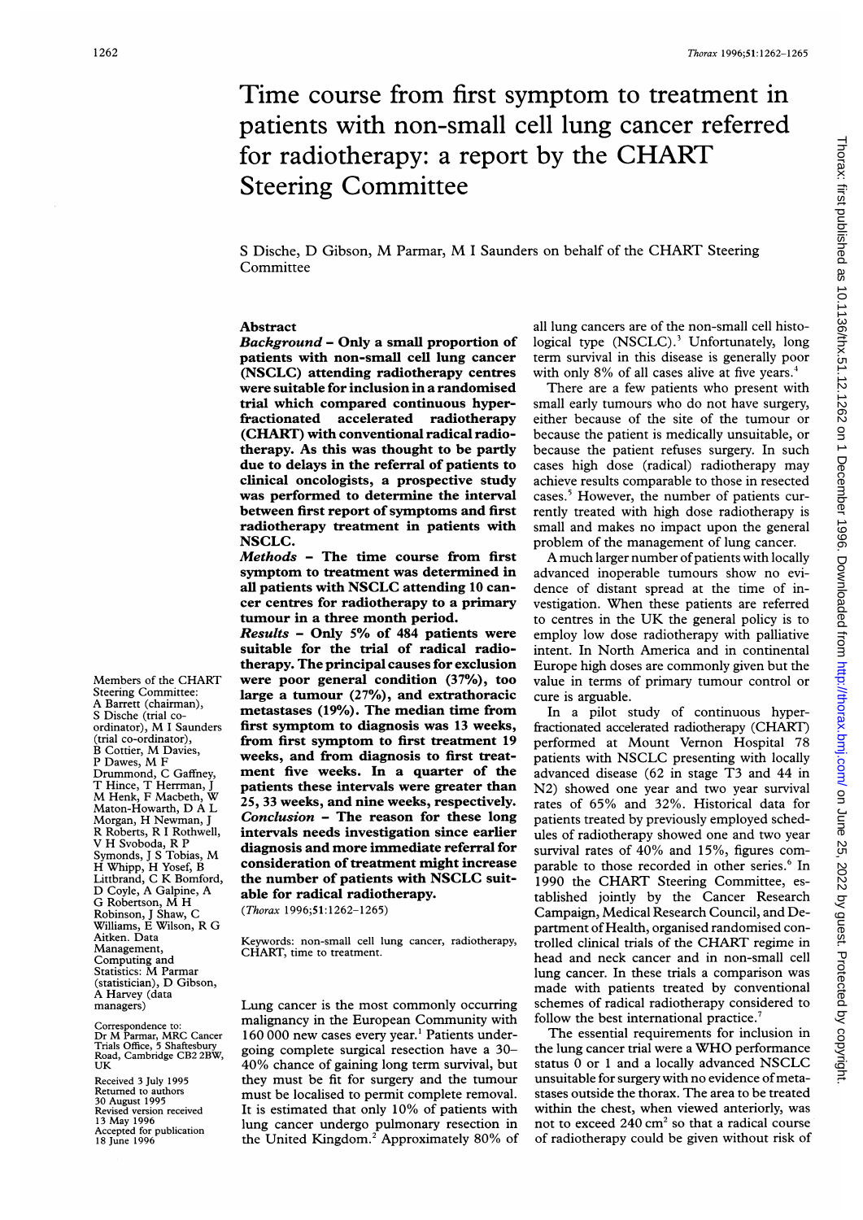# Time course from first symptom to treatment in patients with non-small cell lung cancer referred for radiotherapy: a report by the CHART Steering Committee

S Dische, D Gibson, M Parmar, M I Saunders on behalf of the CHART Steering Committee

## Abstract

***Background*** – **Only a small proportion of patients with non-small cell lung cancer (NSCLC) attending radiotherapy centres were suitable for inclusion in a randomised trial which compared continuous hyperfractionated accelerated radiotherapy (CHART) with conventional radical radiotherapy. As this was thought to be partly due to delays in the referral of patients to clinical oncologists, a prospective study was performed to determine the interval between first report of symptoms and first radiotherapy treatment in patients with NSCLC.**

***Methods*** – **The time course from first symptom to treatment was determined in all patients with NSCLC attending 10 cancer centres for radiotherapy to a primary tumour in a three month period.**

***Results*** – **Only 5% of 484 patients were suitable for the trial of radical radiotherapy. The principal causes for exclusion were poor general condition (37%), too large a tumour (27%), and extrathoracic metastases (19%). The median time from first symptom to diagnosis was 13 weeks, from first symptom to first treatment 19 weeks, and from diagnosis to first treatment five weeks. In a quarter of the patients these intervals were greater than 25, 33 weeks, and nine weeks, respectively.**

***Conclusion*** – **The reason for these long intervals needs investigation since earlier diagnosis and more immediate referral for consideration of treatment might increase the number of patients with NSCLC suitable for radical radiotherapy.**

(*Thorax* 1996;51:1262–1265)

Keywords: non-small cell lung cancer, radiotherapy, CHART, time to treatment.

Members of the CHART Steering Committee: A Barrett (chairman), S Dische (trial co-ordinator), M I Saunders (trial co-ordinator), B Cottier, M Davies, P Dawes, M F Drummond, C Gaffney, T Hince, T Herrman, J M Henk, F Macbeth, W Maton-Howarth, D A L Morgan, H Newman, J R Roberts, R I Rothwell, V H Svoboda, R P Symonds, J S Tobias, M H Whipp, H Yosef, B Littbrand, C K Bomford, D Coyle, A Galpine, A G Robertson, M H Robinson, J Shaw, C Williams, E Wilson, R G Aitken. Data Management, Computing and Statistics: M Parmar (statistician), D Gibson, A Harvey (data managers)

Correspondence to: Dr M Parmar, MRC Cancer Trials Office, 5 Shaftesbury Road, Cambridge CB2 2BW, UK

Received 3 July 1995
Returned to authors 30 August 1995
Revised version received 13 May 1996
Accepted for publication 18 June 1996

Lung cancer is the most commonly occurring malignancy in the European Community with 160 000 new cases every year.[1] Patients undergoing complete surgical resection have a 30–40% chance of gaining long term survival, but they must be fit for surgery and the tumour must be localised to permit complete removal. It is estimated that only 10% of patients with lung cancer undergo pulmonary resection in the United Kingdom.[2] Approximately 80% of all lung cancers are of the non-small cell histological type (NSCLC).[3] Unfortunately, long term survival in this disease is generally poor with only 8% of all cases alive at five years.[4]

There are a few patients who present with small early tumours who do not have surgery, either because of the site of the tumour or because the patient is medically unsuitable, or because the patient refuses surgery. In such cases high dose (radical) radiotherapy may achieve results comparable to those in resected cases.[5] However, the number of patients currently treated with high dose radiotherapy is small and makes no impact upon the general problem of the management of lung cancer.

A much larger number of patients with locally advanced inoperable tumours show no evidence of distant spread at the time of investigation. When these patients are referred to centres in the UK the general policy is to employ low dose radiotherapy with palliative intent. In North America and in continental Europe high doses are commonly given but the value in terms of primary tumour control or cure is arguable.

In a pilot study of continuous hyperfractionated accelerated radiotherapy (CHART) performed at Mount Vernon Hospital 78 patients with NSCLC presenting with locally advanced disease (62 in stage T3 and 44 in N2) showed one year and two year survival rates of 65% and 32%. Historical data for patients treated by previously employed schedules of radiotherapy showed one and two year survival rates of 40% and 15%, figures comparable to those recorded in other series.[6] In 1990 the CHART Steering Committee, established jointly by the Cancer Research Campaign, Medical Research Council, and Department of Health, organised randomised controlled clinical trials of the CHART regime in head and neck cancer and in non-small cell lung cancer. In these trials a comparison was made with patients treated by conventional schemes of radical radiotherapy considered to follow the best international practice.[7]

The essential requirements for inclusion in the lung cancer trial were a WHO performance status 0 or 1 and a locally advanced NSCLC unsuitable for surgery with no evidence of metastases outside the thorax. The area to be treated within the chest, when viewed anteriorly, was not to exceed 240 cm$^2$ so that a radical course of radiotherapy could be given without risk of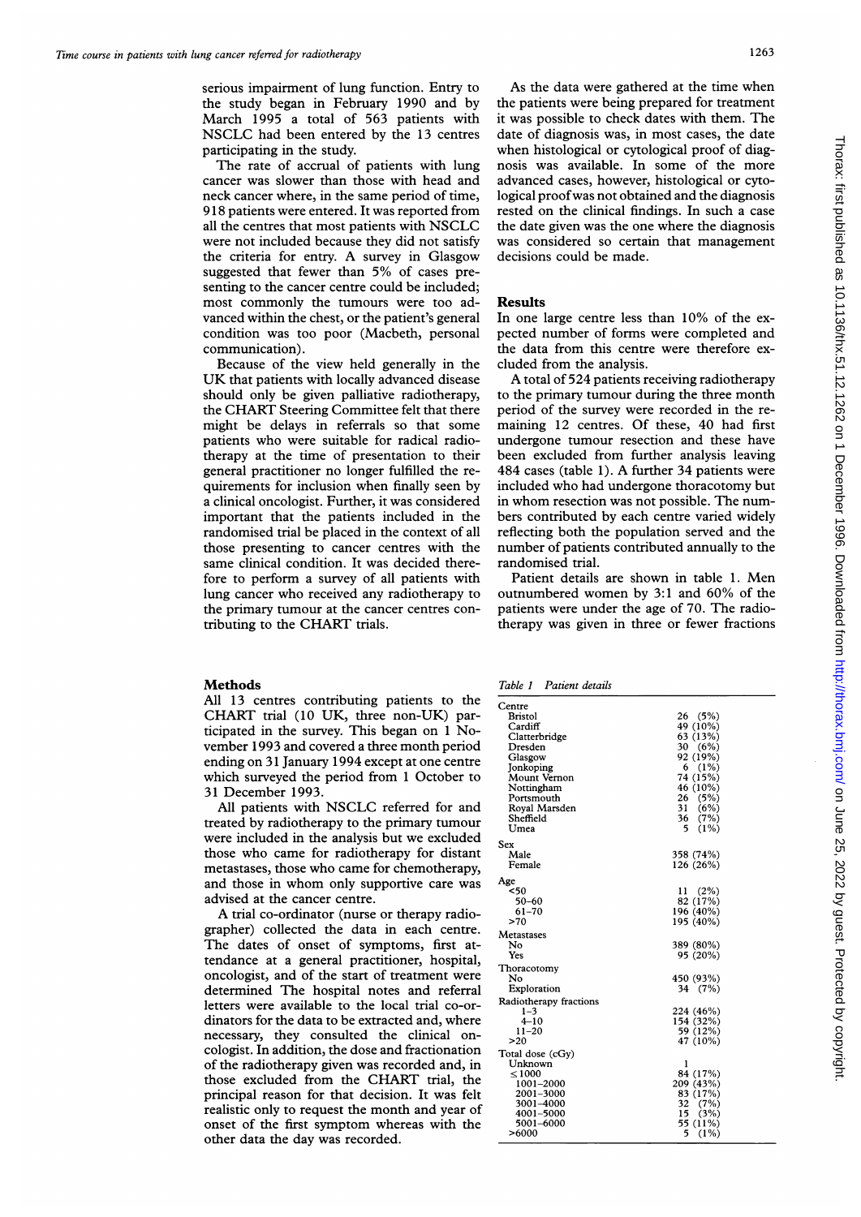serious impairment of lung function. Entry to the study began in February 1990 and by March 1995 a total of 563 patients with NSCLC had been entered by the 13 centres participating in the study.

The rate of accrual of patients with lung cancer was slower than those with head and neck cancer where, in the same period of time, 918 patients were entered. It was reported from all the centres that most patients with NSCLC were not included because they did not satisfy the criteria for entry. A survey in Glasgow suggested that fewer than 5% of cases presenting to the cancer centre could be included; most commonly the tumours were too advanced within the chest, or the patient's general condition was too poor (Macbeth, personal communication).

Because of the view held generally in the UK that patients with locally advanced disease should only be given palliative radiotherapy, the CHART Steering Committee felt that there might be delays in referrals so that some patients who were suitable for radical radiotherapy at the time of presentation to their general practitioner no longer fulfilled the requirements for inclusion when finally seen by a clinical oncologist. Further, it was considered important that the patients included in the randomised trial be placed in the context of all those presenting to cancer centres with the same clinical condition. It was decided therefore to perform a survey of all patients with lung cancer who received any radiotherapy to the primary tumour at the cancer centres contributing to the CHART trials.

## Methods

All 13 centres contributing patients to the CHART trial (10 UK, three non-UK) participated in the survey. This began on 1 November 1993 and covered a three month period ending on 31 January 1994 except at one centre which surveyed the period from 1 October to 31 December 1993.

All patients with NSCLC referred for and treated by radiotherapy to the primary tumour were included in the analysis but we excluded those who came for radiotherapy for distant metastases, those who came for chemotherapy, and those in whom only supportive care was advised at the cancer centre.

A trial co-ordinator (nurse or therapy radiographer) collected the data in each centre. The dates of onset of symptoms, first attendance at a general practitioner, hospital, oncologist, and of the start of treatment were determined The hospital notes and referral letters were available to the local trial co-ordinators for the data to be extracted and, where necessary, they consulted the clinical oncologist. In addition, the dose and fractionation of the radiotherapy given was recorded and, in those excluded from the CHART trial, the principal reason for that decision. It was felt realistic only to request the month and year of onset of the first symptom whereas with the other data the day was recorded.

As the data were gathered at the time when the patients were being prepared for treatment it was possible to check dates with them. The date of diagnosis was, in most cases, the date when histological or cytological proof of diagnosis was available. In some of the more advanced cases, however, histological or cytological proof was not obtained and the diagnosis rested on the clinical findings. In such a case the date given was the one where the diagnosis was considered so certain that management decisions could be made.

## Results

In one large centre less than 10% of the expected number of forms were completed and the data from this centre were therefore excluded from the analysis.

A total of 524 patients receiving radiotherapy to the primary tumour during the three month period of the survey were recorded in the remaining 12 centres. Of these, 40 had first undergone tumour resection and these have been excluded from further analysis leaving 484 cases (table 1). A further 34 patients were included who had undergone thoracotomy but in whom resection was not possible. The numbers contributed by each centre varied widely reflecting both the population served and the number of patients contributed annually to the randomised trial.

Patient details are shown in table 1. Men outnumbered women by 3:1 and 60% of the patients were under the age of 70. The radiotherapy was given in three or fewer fractions

*Table 1 Patient details*

| | |
|---|---|
| **Centre** | |
| Bristol | 26 (5%) |
| Cardiff | 49 (10%) |
| Clatterbridge | 63 (13%) |
| Dresden | 30 (6%) |
| Glasgow | 92 (19%) |
| Jonkoping | 6 (1%) |
| Mount Vernon | 74 (15%) |
| Nottingham | 46 (10%) |
| Portsmouth | 26 (5%) |
| Royal Marsden | 31 (6%) |
| Sheffield | 36 (7%) |
| Umea | 5 (1%) |
| **Sex** | |
| Male | 358 (74%) |
| Female | 126 (26%) |
| **Age** | |
| <50 | 11 (2%) |
| 50–60 | 82 (17%) |
| 61–70 | 196 (40%) |
| >70 | 195 (40%) |
| **Metastases** | |
| No | 389 (80%) |
| Yes | 95 (20%) |
| **Thoracotomy** | |
| No | 450 (93%) |
| Exploration | 34 (7%) |
| **Radiotherapy fractions** | |
| 1–3 | 224 (46%) |
| 4–10 | 154 (32%) |
| 11–20 | 59 (12%) |
| >20 | 47 (10%) |
| **Total dose (cGy)** | |
| Unknown | 1 |
| ≤1000 | 84 (17%) |
| 1001–2000 | 209 (43%) |
| 2001–3000 | 83 (17%) |
| 3001–4000 | 32 (7%) |
| 4001–5000 | 15 (3%) |
| 5001–6000 | 55 (11%) |
| >6000 | 5 (1%) |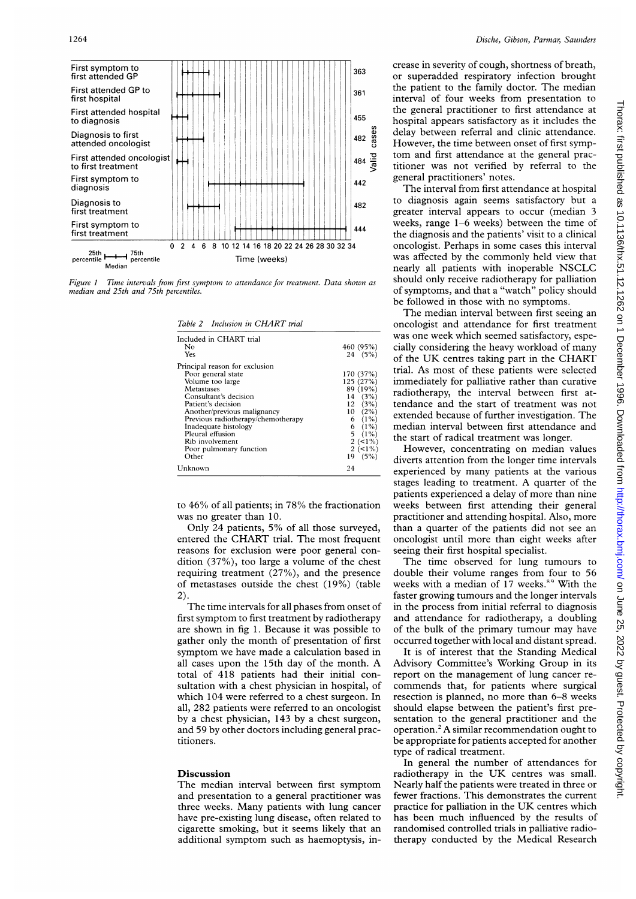Figure 1 Time intervals from first symptom to attendance for treatment. Data shown as median and 25th and 75th percentiles.

Table 2 Inclusion in CHART trial

| | |
|---|---|
| Included in CHART trial | |
| No | 460 (95%) |
| Yes | 24 (5%) |
| Principal reason for exclusion | |
| Poor general state | 170 (37%) |
| Volume too large | 125 (27%) |
| Metastases | 89 (19%) |
| Consultant's decision | 14 (3%) |
| Patient's decision | 12 (3%) |
| Another/previous malignancy | 10 (2%) |
| Previous radiotherapy/chemotherapy | 6 (1%) |
| Inadequate histology | 6 (1%) |
| Pleural effusion | 5 (1%) |
| Rib involvement | 2 (<1%) |
| Poor pulmonary function | 2 (<1%) |
| Other | 19 (5%) |
| Unknown | 24 |

to 46% of all patients; in 78% the fractionation was no greater than 10.

Only 24 patients, 5% of all those surveyed, entered the CHART trial. The most frequent reasons for exclusion were poor general condition (37%), too large a volume of the chest requiring treatment (27%), and the presence of metastases outside the chest (19%) (table 2).

The time intervals for all phases from onset of first symptom to first treatment by radiotherapy are shown in fig 1. Because it was possible to gather only the month of presentation of first symptom we have made a calculation based in all cases upon the 15th day of the month. A total of 418 patients had their initial consultation with a chest physician in hospital, of which 104 were referred to a chest surgeon. In all, 282 patients were referred to an oncologist by a chest physician, 143 by a chest surgeon, and 59 by other doctors including general practitioners.

## Discussion

The median interval between first symptom and presentation to a general practitioner was three weeks. Many patients with lung cancer have pre-existing lung disease, often related to cigarette smoking, but it seems likely that an additional symptom such as haemoptysis, increase in severity of cough, shortness of breath, or superadded respiratory infection brought the patient to the family doctor. The median interval of four weeks from presentation to the general practitioner to first attendance at hospital appears satisfactory as it includes the delay between referral and clinic attendance. However, the time between onset of first symptom and first attendance at the general practitioner was not verified by referral to the general practitioners' notes.

The interval from first attendance at hospital to diagnosis again seems satisfactory but a greater interval appears to occur (median 3 weeks, range 1–6 weeks) between the time of the diagnosis and the patients' visit to a clinical oncologist. Perhaps in some cases this interval was affected by the commonly held view that nearly all patients with inoperable NSCLC should only receive radiotherapy for palliation of symptoms, and that a "watch" policy should be followed in those with no symptoms.

The median interval between first seeing an oncologist and attendance for first treatment was one week which seemed satisfactory, especially considering the heavy workload of many of the UK centres taking part in the CHART trial. As most of these patients were selected immediately for palliative rather than curative radiotherapy, the interval between first attendance and the start of treatment was not extended because of further investigation. The median interval between first attendance and the start of radical treatment was longer.

However, concentrating on median values diverts attention from the longer time intervals experienced by many patients at the various stages leading to treatment. A quarter of the patients experienced a delay of more than nine weeks between first attending their general practitioner and attending hospital. Also, more than a quarter of the patients did not see an oncologist until more than eight weeks after seeing their first hospital specialist.

The time observed for lung tumours to double their volume ranges from four to 56 weeks with a median of 17 weeks.[8,9] With the faster growing tumours and the longer intervals in the process from initial referral to diagnosis and attendance for radiotherapy, a doubling of the bulk of the primary tumour may have occurred together with local and distant spread.

It is of interest that the Standing Medical Advisory Committee's Working Group in its report on the management of lung cancer recommends that, for patients where surgical resection is planned, no more than 6–8 weeks should elapse between the patient's first presentation to the general practitioner and the operation.[2] A similar recommendation ought to be appropriate for patients accepted for another type of radical treatment.

In general the number of attendances for radiotherapy in the UK centres was small. Nearly half the patients were treated in three or fewer fractions. This demonstrates the current practice for palliation in the UK centres which has been much influenced by the results of randomised controlled trials in palliative radiotherapy conducted by the Medical Research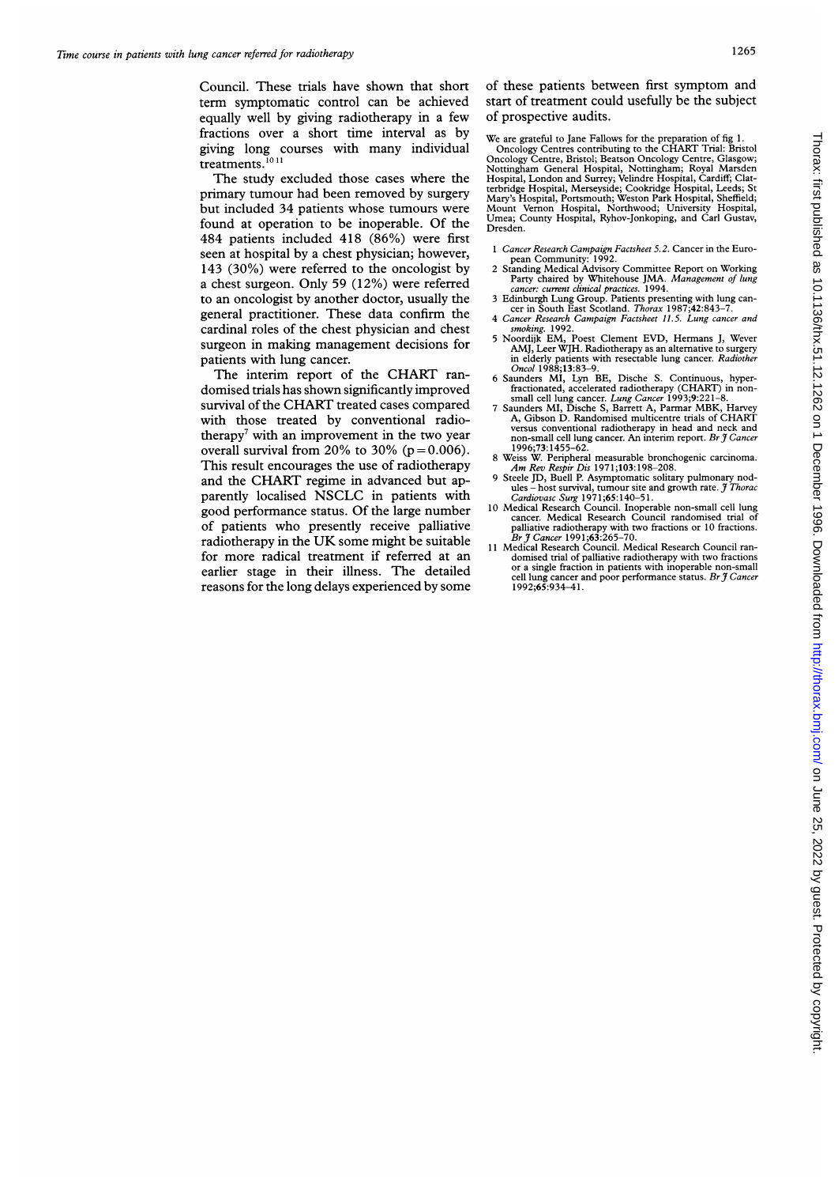Council. These trials have shown that short term symptomatic control can be achieved equally well by giving radiotherapy in a few fractions over a short time interval as by giving long courses with many individual treatments.[10,11]

The study excluded those cases where the primary tumour had been removed by surgery but included 34 patients whose tumours were found at operation to be inoperable. Of the 484 patients included 418 (86%) were first seen at hospital by a chest physician; however, 143 (30%) were referred to the oncologist by a chest surgeon. Only 59 (12%) were referred to an oncologist by another doctor, usually the general practitioner. These data confirm the cardinal roles of the chest physician and chest surgeon in making management decisions for patients with lung cancer.

The interim report of the CHART randomised trials has shown significantly improved survival of the CHART treated cases compared with those treated by conventional radiotherapy[7] with an improvement in the two year overall survival from 20% to 30% ($p=0.006$). This result encourages the use of radiotherapy and the CHART regime in advanced but apparently localised NSCLC in patients with good performance status. Of the large number of patients who presently receive palliative radiotherapy in the UK some might be suitable for more radical treatment if referred at an earlier stage in their illness. The detailed reasons for the long delays experienced by some of these patients between first symptom and start of treatment could usefully be the subject of prospective audits.

We are grateful to Jane Fallows for the preparation of fig 1.
Oncology Centres contributing to the CHART Trial: Bristol Oncology Centre, Bristol; Beatson Oncology Centre, Glasgow; Nottingham General Hospital, Nottingham; Royal Marsden Hospital, London and Surrey; Velindre Hospital, Cardiff; Clatterbridge Hospital, Merseyside; Cookridge Hospital, Leeds; St Mary's Hospital, Portsmouth; Weston Park Hospital, Sheffield; Mount Vernon Hospital, Northwood; University Hospital, Umea; County Hospital, Ryhov-Jonkoping, and Carl Gustav, Dresden.

1. *Cancer Research Campaign Factsheet 5.2.* Cancer in the European Community: 1992.
2. Standing Medical Advisory Committee Report on Working Party chaired by Whitehouse JMA. *Management of lung cancer: current clinical practices.* 1994.
3. Edinburgh Lung Group. Patients presenting with lung cancer in South East Scotland. *Thorax* 1987;**42**:843–7.
4. *Cancer Research Campaign Factsheet 11.5. Lung cancer and smoking.* 1992.
5. Noordijk EM, Poest Clement EVD, Hermans J, Wever AMJ, Leer WJH. Radiotherapy as an alternative to surgery in elderly patients with resectable lung cancer. *Radiother Oncol* 1988;**13**:83–9.
6. Saunders MI, Lyn BE, Dische S. Continuous, hyperfractionated, accelerated radiotherapy (CHART) in non-small cell lung cancer. *Lung Cancer* 1993;**9**:221–8.
7. Saunders MI, Dische S, Barrett A, Parmar MBK, Harvey A, Gibson D. Randomised multicentre trials of CHART versus conventional radiotherapy in head and neck and non-small cell lung cancer. An interim report. *Br J Cancer* 1996;**73**:1455–62.
8. Weiss W. Peripheral measurable bronchogenic carcinoma. *Am Rev Respir Dis* 1971;**103**:198–208.
9. Steele JD, Buell P. Asymptomatic solitary pulmonary nodules – host survival, tumour site and growth rate. *J Thorac Cardiovasc Surg* 1971;**65**:140–51.
10. Medical Research Council. Inoperable non-small cell lung cancer. Medical Research Council randomised trial of palliative radiotherapy with two fractions or 10 fractions. *Br J Cancer* 1991;**63**:265–70.
11. Medical Research Council. Medical Research Council randomised trial of palliative radiotherapy with two fractions or a single fraction in patients with inoperable non-small cell lung cancer and poor performance status. *Br J Cancer* 1992;**65**:934–41.